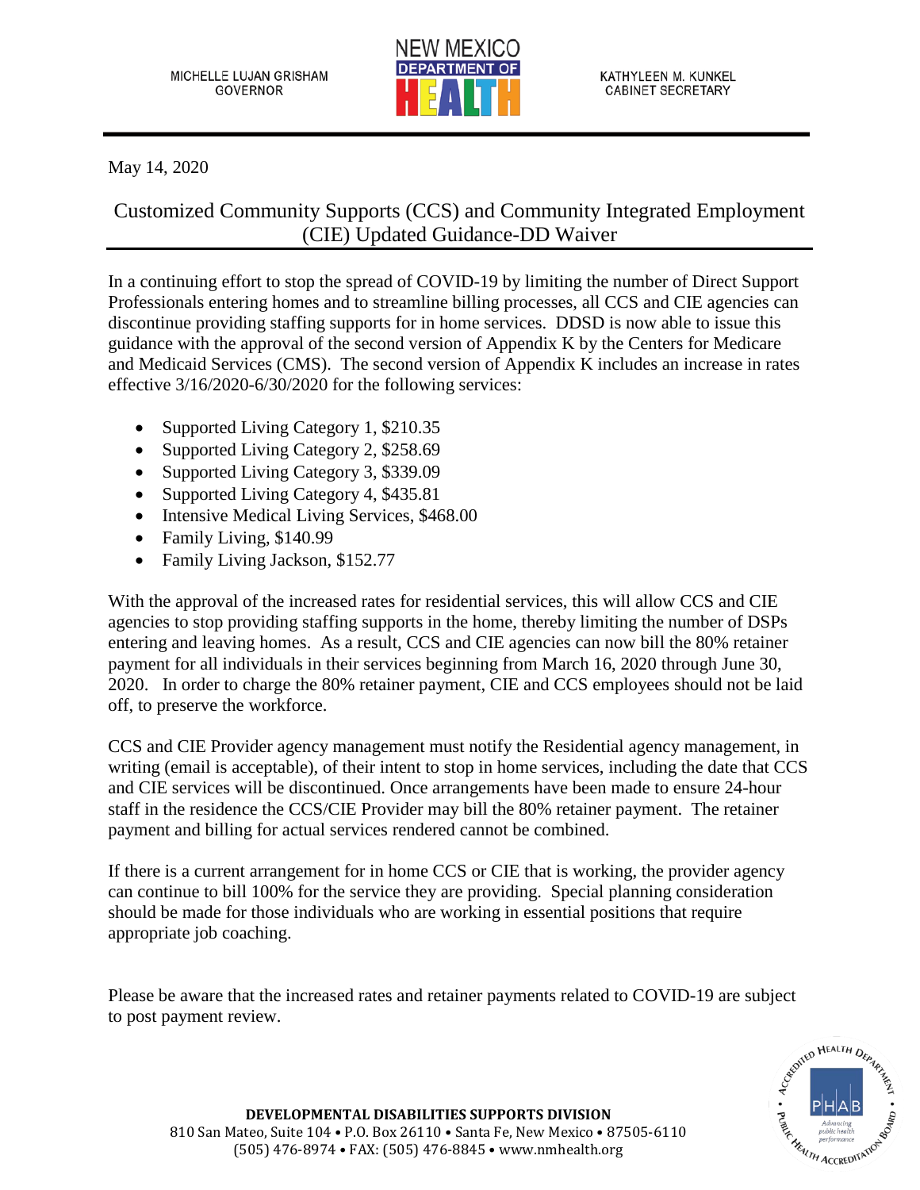MICHELLE LUJAN GRISHAM
GOVERNOR

NEW MEXICO DEPARTMENT OF HEALTH

KATHYLEEN M. KUNKEL
CABINET SECRETARY

May 14, 2020

# Customized Community Supports (CCS) and Community Integrated Employment (CIE) Updated Guidance-DD Waiver

In a continuing effort to stop the spread of COVID-19 by limiting the number of Direct Support Professionals entering homes and to streamline billing processes, all CCS and CIE agencies can discontinue providing staffing supports for in home services. DDSD is now able to issue this guidance with the approval of the second version of Appendix K by the Centers for Medicare and Medicaid Services (CMS). The second version of Appendix K includes an increase in rates effective 3/16/2020-6/30/2020 for the following services:

- Supported Living Category 1, $210.35
- Supported Living Category 2, $258.69
- Supported Living Category 3, $339.09
- Supported Living Category 4, $435.81
- Intensive Medical Living Services, $468.00
- Family Living, $140.99
- Family Living Jackson, $152.77

With the approval of the increased rates for residential services, this will allow CCS and CIE agencies to stop providing staffing supports in the home, thereby limiting the number of DSPs entering and leaving homes. As a result, CCS and CIE agencies can now bill the 80% retainer payment for all individuals in their services beginning from March 16, 2020 through June 30, 2020. In order to charge the 80% retainer payment, CIE and CCS employees should not be laid off, to preserve the workforce.

CCS and CIE Provider agency management must notify the Residential agency management, in writing (email is acceptable), of their intent to stop in home services, including the date that CCS and CIE services will be discontinued. Once arrangements have been made to ensure 24-hour staff in the residence the CCS/CIE Provider may bill the 80% retainer payment. The retainer payment and billing for actual services rendered cannot be combined.

If there is a current arrangement for in home CCS or CIE that is working, the provider agency can continue to bill 100% for the service they are providing. Special planning consideration should be made for those individuals who are working in essential positions that require appropriate job coaching.

Please be aware that the increased rates and retainer payments related to COVID-19 are subject to post payment review.

**DEVELOPMENTAL DISABILITIES SUPPORTS DIVISION**
810 San Mateo, Suite 104 • P.O. Box 26110 • Santa Fe, New Mexico • 87505-6110
(505) 476-8974 • FAX: (505) 476-8845 • www.nmhealth.org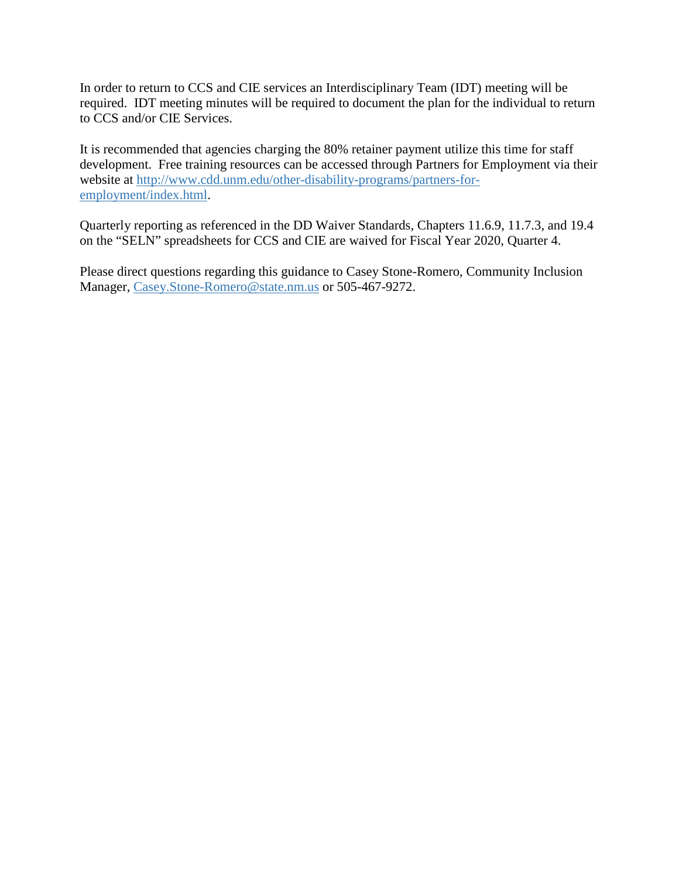In order to return to CCS and CIE services an Interdisciplinary Team (IDT) meeting will be required. IDT meeting minutes will be required to document the plan for the individual to return to CCS and/or CIE Services.

It is recommended that agencies charging the 80% retainer payment utilize this time for staff development. Free training resources can be accessed through Partners for Employment via their website at [http://www.cdd.unm.edu/other-disability-programs/partners-for-employment/index.html](http://www.cdd.unm.edu/other-disability-programs/partners-for-employment/index.html).

Quarterly reporting as referenced in the DD Waiver Standards, Chapters 11.6.9, 11.7.3, and 19.4 on the "SELN" spreadsheets for CCS and CIE are waived for Fiscal Year 2020, Quarter 4.

Please direct questions regarding this guidance to Casey Stone-Romero, Community Inclusion Manager, [Casey.Stone-Romero@state.nm.us](mailto:Casey.Stone-Romero@state.nm.us) or 505-467-9272.